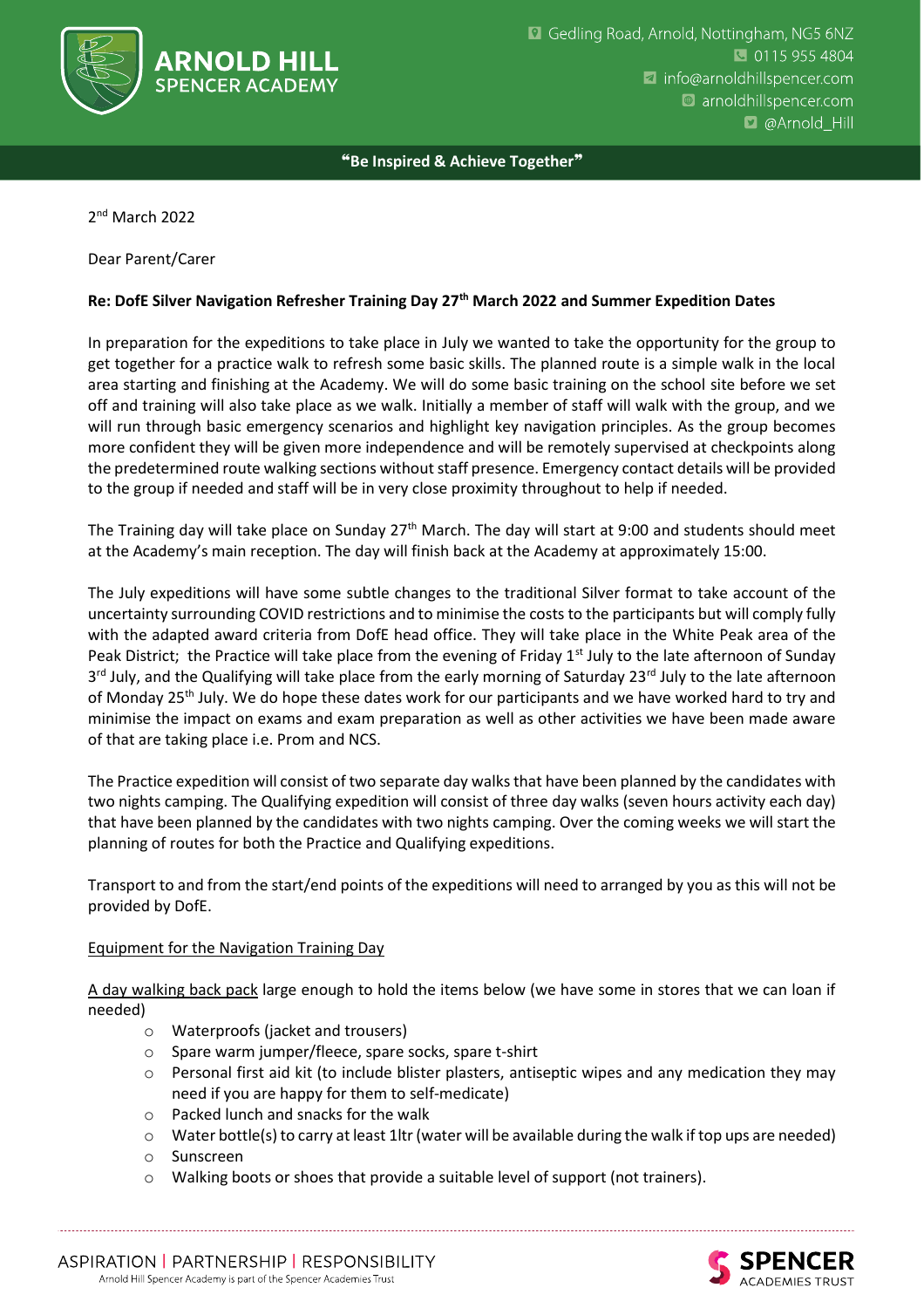# ARNOLD HILL SPENCER ACADEMY

Gedling Road, Arnold, Nottingham, NG5 6NZ
0115 955 4804
info@arnoldhillspencer.com
arnoldhillspencer.com
@Arnold_Hill

**"Be Inspired & Achieve Together"**

2nd March 2022

Dear Parent/Carer

**Re: DofE Silver Navigation Refresher Training Day 27th March 2022 and Summer Expedition Dates**

In preparation for the expeditions to take place in July we wanted to take the opportunity for the group to get together for a practice walk to refresh some basic skills. The planned route is a simple walk in the local area starting and finishing at the Academy. We will do some basic training on the school site before we set off and training will also take place as we walk. Initially a member of staff will walk with the group, and we will run through basic emergency scenarios and highlight key navigation principles. As the group becomes more confident they will be given more independence and will be remotely supervised at checkpoints along the predetermined route walking sections without staff presence. Emergency contact details will be provided to the group if needed and staff will be in very close proximity throughout to help if needed.

The Training day will take place on Sunday 27th March. The day will start at 9:00 and students should meet at the Academy's main reception. The day will finish back at the Academy at approximately 15:00.

The July expeditions will have some subtle changes to the traditional Silver format to take account of the uncertainty surrounding COVID restrictions and to minimise the costs to the participants but will comply fully with the adapted award criteria from DofE head office. They will take place in the White Peak area of the Peak District; the Practice will take place from the evening of Friday 1st July to the late afternoon of Sunday 3rd July, and the Qualifying will take place from the early morning of Saturday 23rd July to the late afternoon of Monday 25th July. We do hope these dates work for our participants and we have worked hard to try and minimise the impact on exams and exam preparation as well as other activities we have been made aware of that are taking place i.e. Prom and NCS.

The Practice expedition will consist of two separate day walks that have been planned by the candidates with two nights camping. The Qualifying expedition will consist of three day walks (seven hours activity each day) that have been planned by the candidates with two nights camping. Over the coming weeks we will start the planning of routes for both the Practice and Qualifying expeditions.

Transport to and from the start/end points of the expeditions will need to arranged by you as this will not be provided by DofE.

<u>Equipment for the Navigation Training Day</u>

<u>A day walking back pack</u> large enough to hold the items below (we have some in stores that we can loan if needed)

- Waterproofs (jacket and trousers)
- Spare warm jumper/fleece, spare socks, spare t-shirt
- Personal first aid kit (to include blister plasters, antiseptic wipes and any medication they may need if you are happy for them to self-medicate)
- Packed lunch and snacks for the walk
- Water bottle(s) to carry at least 1ltr (water will be available during the walk if top ups are needed)
- Sunscreen
- Walking boots or shoes that provide a suitable level of support (not trainers).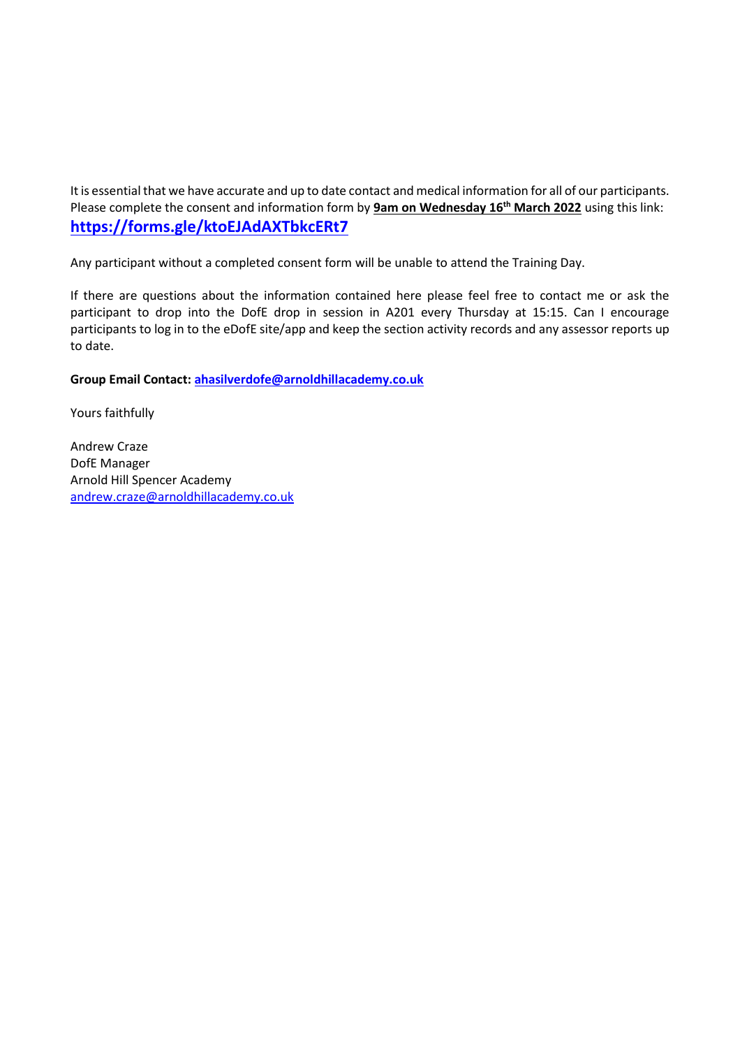It is essential that we have accurate and up to date contact and medical information for all of our participants. Please complete the consent and information form by **9am on Wednesday 16th March 2022** using this link:
**https://forms.gle/ktoEJAdAXTbkcERt7**

Any participant without a completed consent form will be unable to attend the Training Day.

If there are questions about the information contained here please feel free to contact me or ask the participant to drop into the DofE drop in session in A201 every Thursday at 15:15. Can I encourage participants to log in to the eDofE site/app and keep the section activity records and any assessor reports up to date.

**Group Email Contact: ahasilverdofe@arnoldhillacademy.co.uk**

Yours faithfully

Andrew Craze
DofE Manager
Arnold Hill Spencer Academy
andrew.craze@arnoldhillacademy.co.uk